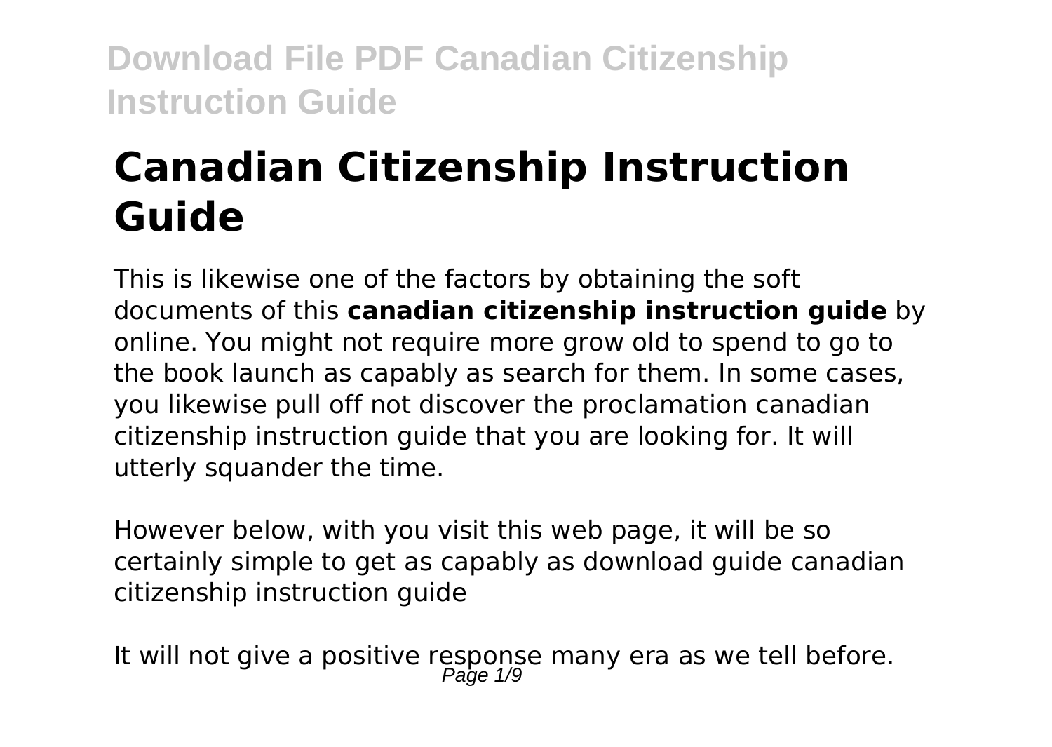# Canadian Citizenship Instruction Guide

This is likewise one of the factors by obtaining the soft documents of this **canadian citizenship instruction guide** by online. You might not require more grow old to spend to go to the book launch as capably as search for them. In some cases, you likewise pull off not discover the proclamation canadian citizenship instruction guide that you are looking for. It will utterly squander the time.

However below, with you visit this web page, it will be so certainly simple to get as capably as download guide canadian citizenship instruction guide

It will not give a positive response many era as we tell before.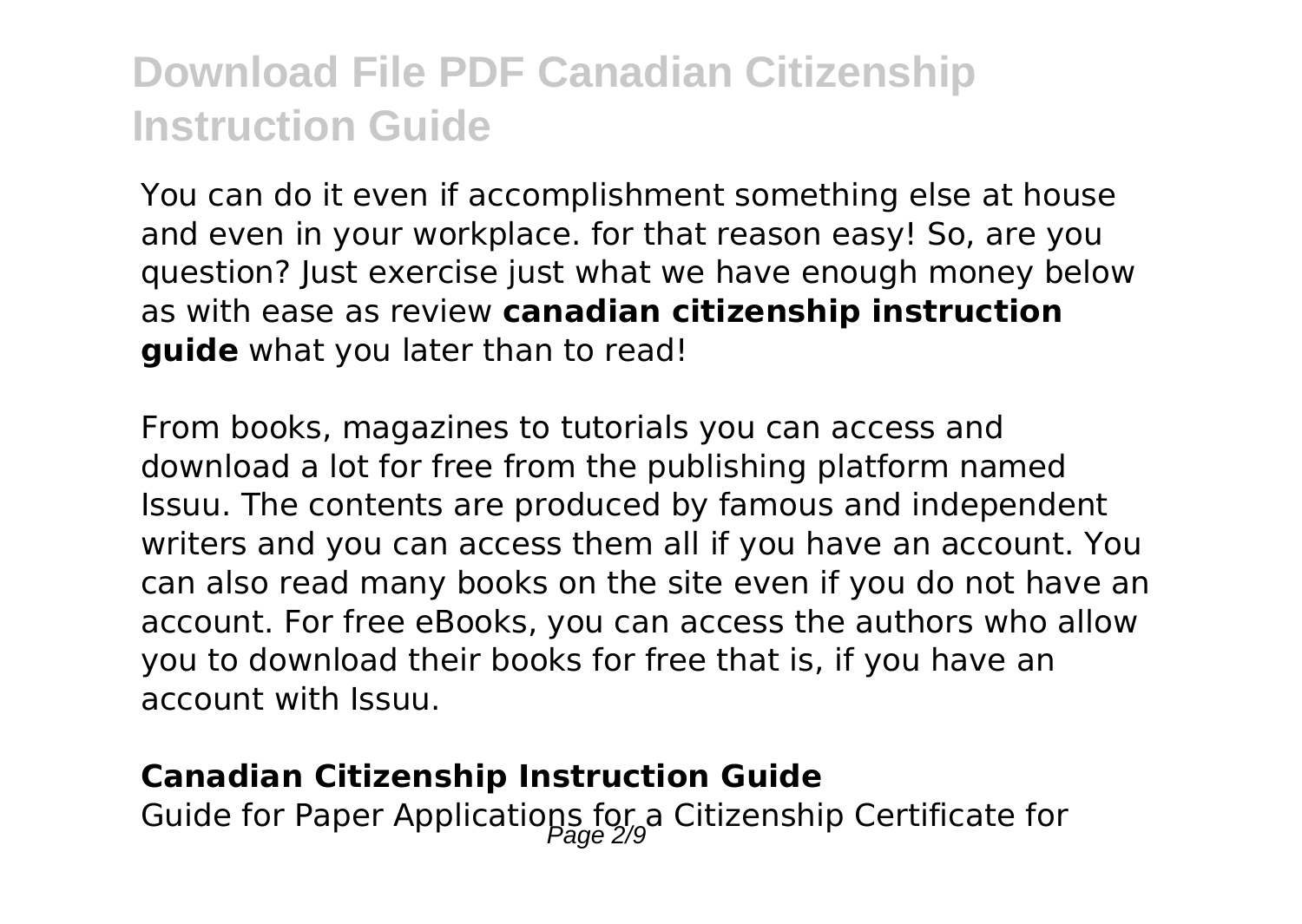You can do it even if accomplishment something else at house and even in your workplace. for that reason easy! So, are you question? Just exercise just what we have enough money below as with ease as review **canadian citizenship instruction guide** what you later than to read!

From books, magazines to tutorials you can access and download a lot for free from the publishing platform named Issuu. The contents are produced by famous and independent writers and you can access them all if you have an account. You can also read many books on the site even if you do not have an account. For free eBooks, you can access the authors who allow you to download their books for free that is, if you have an account with Issuu.

### Canadian Citizenship Instruction Guide

Guide for Paper Applications for a Citizenship Certificate for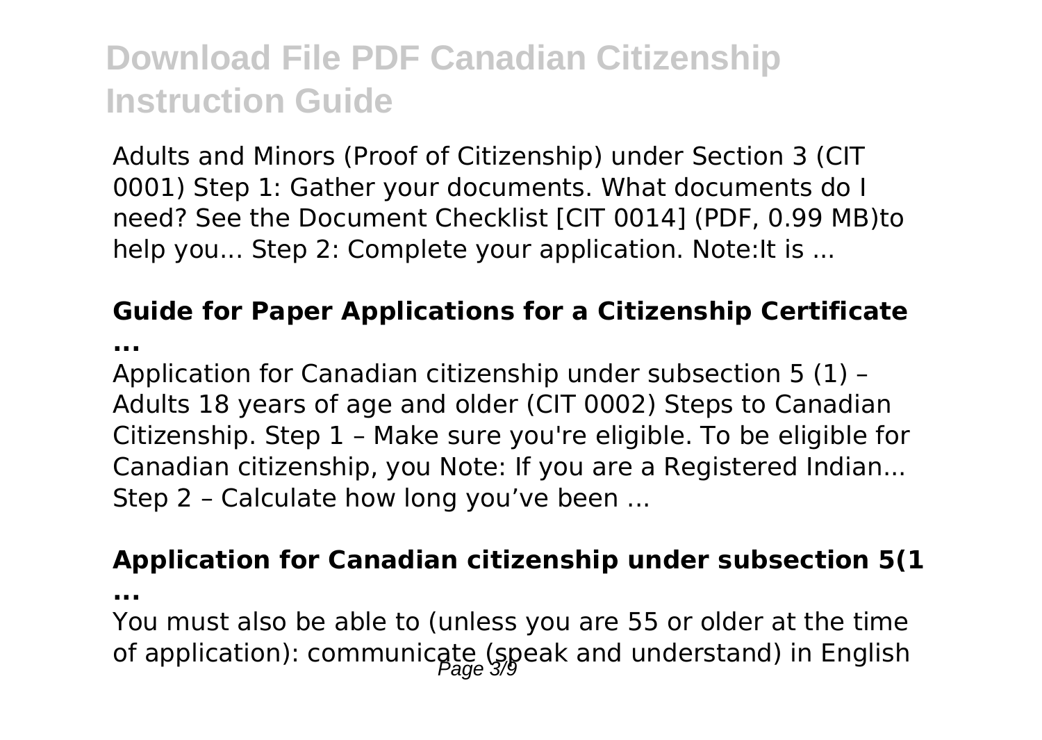Adults and Minors (Proof of Citizenship) under Section 3 (CIT 0001) Step 1: Gather your documents. What documents do I need? See the Document Checklist [CIT 0014] (PDF, 0.99 MB)to help you... Step 2: Complete your application. Note:It is ...

### Guide for Paper Applications for a Citizenship Certificate ...

Application for Canadian citizenship under subsection 5 (1) – Adults 18 years of age and older (CIT 0002) Steps to Canadian Citizenship. Step 1 – Make sure you're eligible. To be eligible for Canadian citizenship, you Note: If you are a Registered Indian... Step 2 – Calculate how long you've been ...

### Application for Canadian citizenship under subsection 5(1 ...

You must also be able to (unless you are 55 or older at the time of application): communicate (speak and understand) in English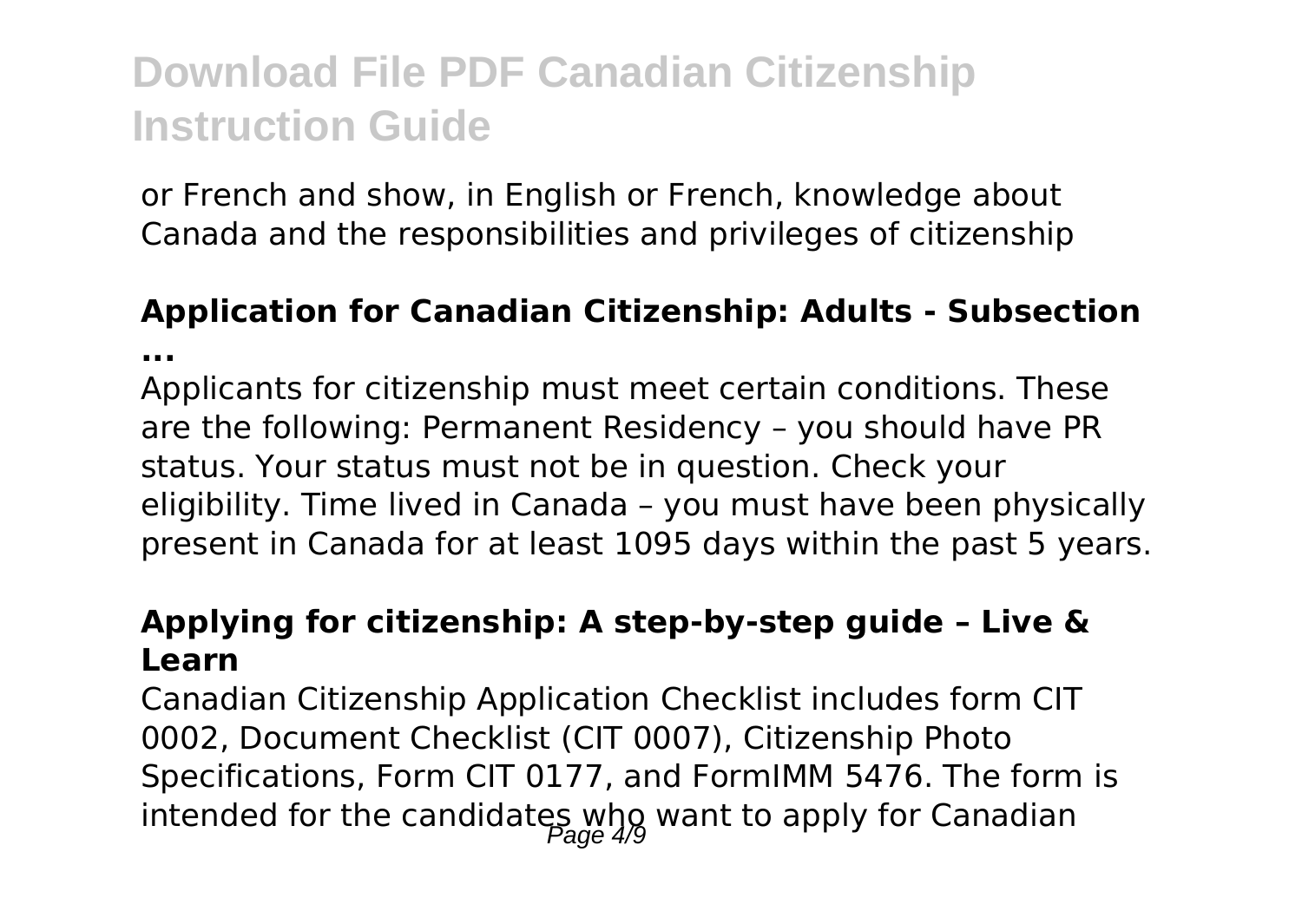or French and show, in English or French, knowledge about Canada and the responsibilities and privileges of citizenship

### Application for Canadian Citizenship: Adults - Subsection ...

Applicants for citizenship must meet certain conditions. These are the following: Permanent Residency – you should have PR status. Your status must not be in question. Check your eligibility. Time lived in Canada – you must have been physically present in Canada for at least 1095 days within the past 5 years.

### Applying for citizenship: A step-by-step guide – Live & Learn

Canadian Citizenship Application Checklist includes form CIT 0002, Document Checklist (CIT 0007), Citizenship Photo Specifications, Form CIT 0177, and FormIMM 5476. The form is intended for the candidates who want to apply for Canadian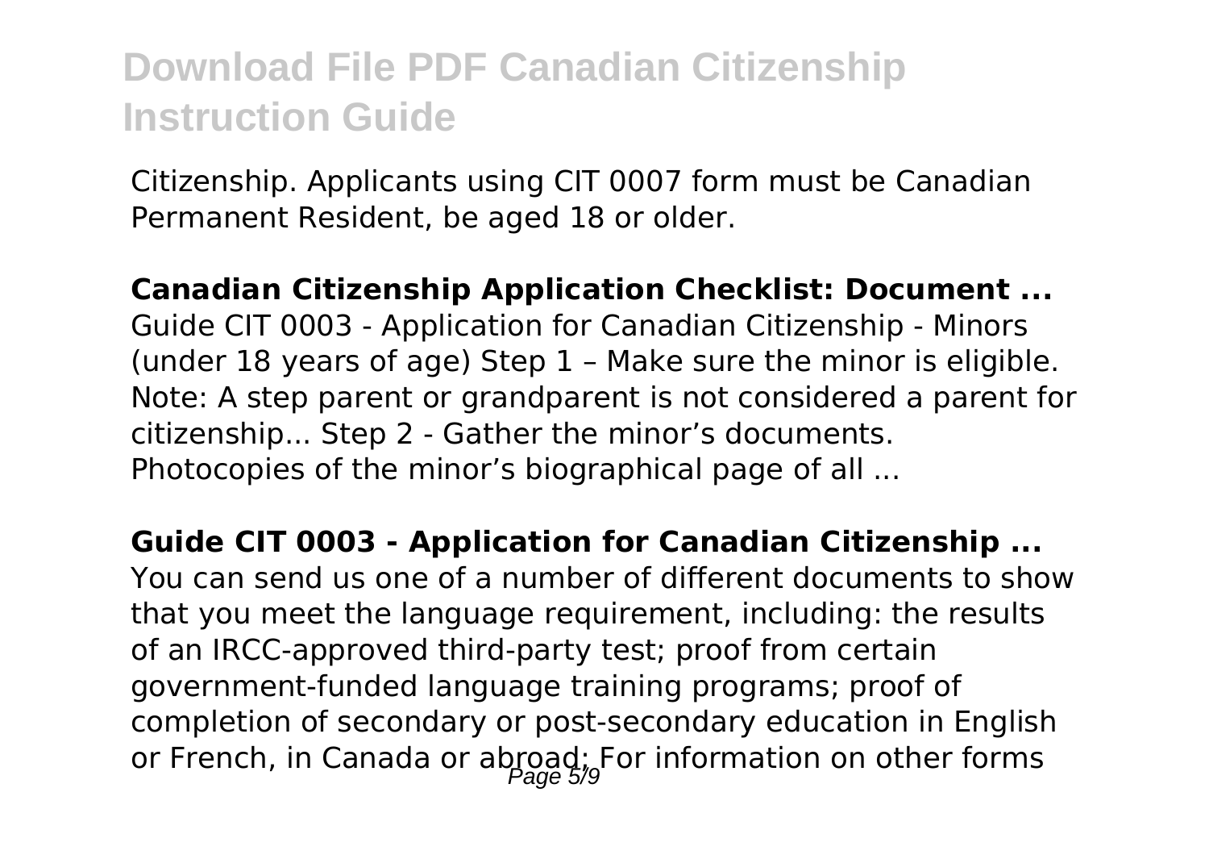Citizenship. Applicants using CIT 0007 form must be Canadian Permanent Resident, be aged 18 or older.

**Canadian Citizenship Application Checklist: Document ...**

Guide CIT 0003 - Application for Canadian Citizenship - Minors (under 18 years of age) Step 1 – Make sure the minor is eligible. Note: A step parent or grandparent is not considered a parent for citizenship... Step 2 - Gather the minor's documents. Photocopies of the minor's biographical page of all ...

**Guide CIT 0003 - Application for Canadian Citizenship ...**

You can send us one of a number of different documents to show that you meet the language requirement, including: the results of an IRCC-approved third-party test; proof from certain government-funded language training programs; proof of completion of secondary or post-secondary education in English or French, in Canada or abroad; For information on other forms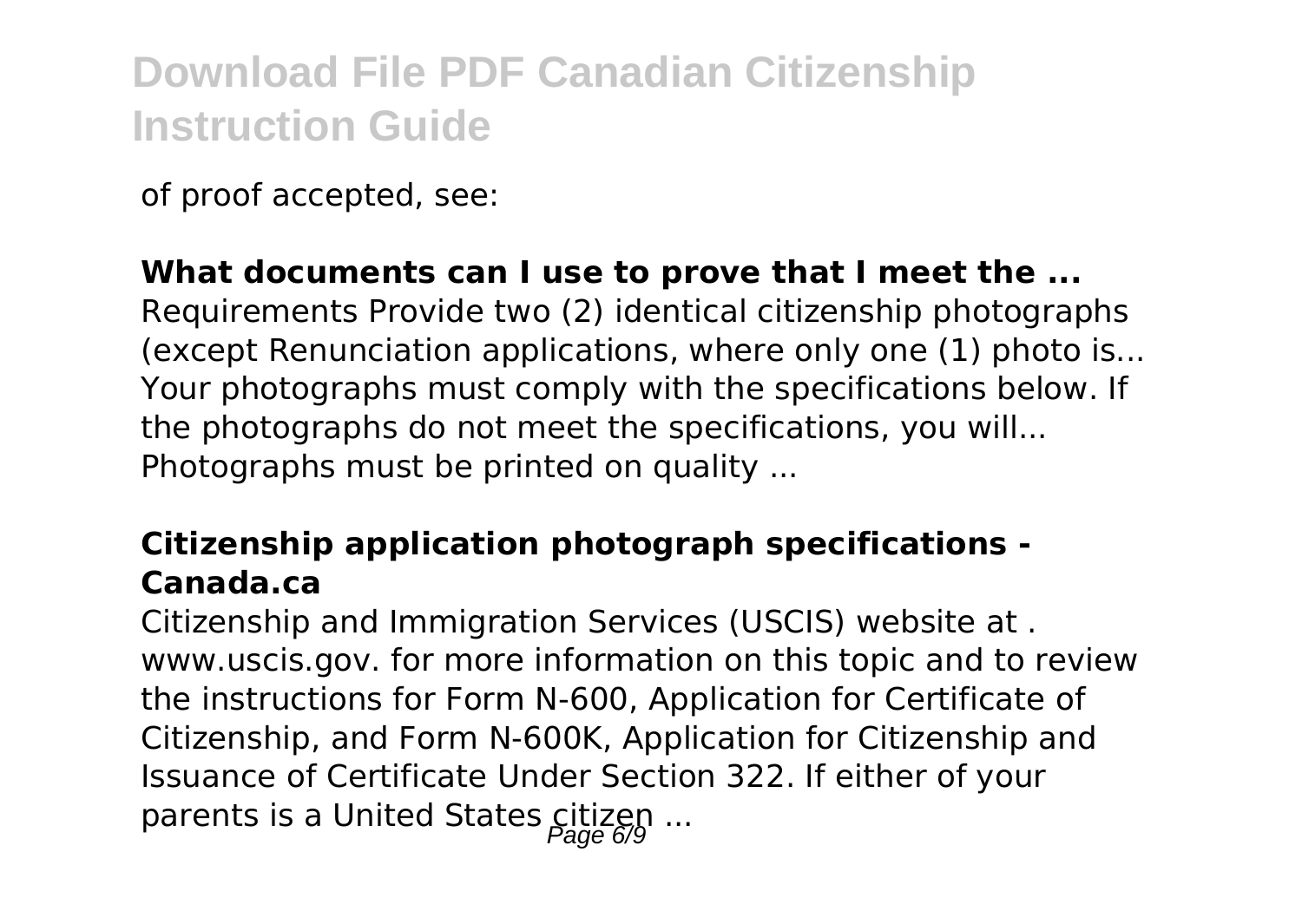of proof accepted, see:

**What documents can I use to prove that I meet the ...**

Requirements Provide two (2) identical citizenship photographs (except Renunciation applications, where only one (1) photo is... Your photographs must comply with the specifications below. If the photographs do not meet the specifications, you will... Photographs must be printed on quality ...

**Citizenship application photograph specifications - Canada.ca**

Citizenship and Immigration Services (USCIS) website at . www.uscis.gov. for more information on this topic and to review the instructions for Form N-600, Application for Certificate of Citizenship, and Form N-600K, Application for Citizenship and Issuance of Certificate Under Section 322. If either of your parents is a United States citizen ...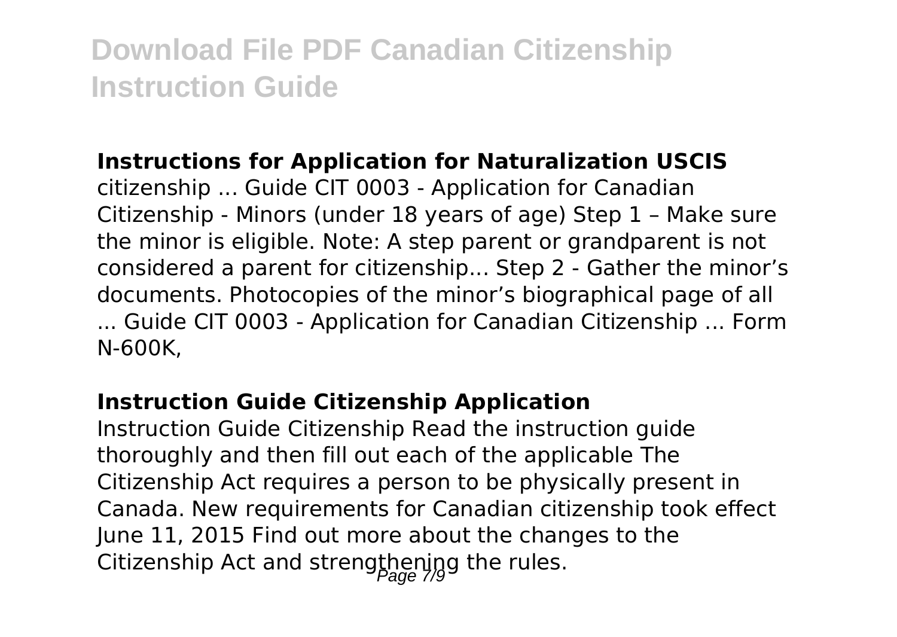## Instructions for Application for Naturalization USCIS

citizenship ... Guide CIT 0003 - Application for Canadian Citizenship - Minors (under 18 years of age) Step 1 – Make sure the minor is eligible. Note: A step parent or grandparent is not considered a parent for citizenship... Step 2 - Gather the minor's documents. Photocopies of the minor's biographical page of all ... Guide CIT 0003 - Application for Canadian Citizenship ... Form N-600K,

## Instruction Guide Citizenship Application

Instruction Guide Citizenship Read the instruction guide thoroughly and then fill out each of the applicable The Citizenship Act requires a person to be physically present in Canada. New requirements for Canadian citizenship took effect June 11, 2015 Find out more about the changes to the Citizenship Act and strengthening the rules.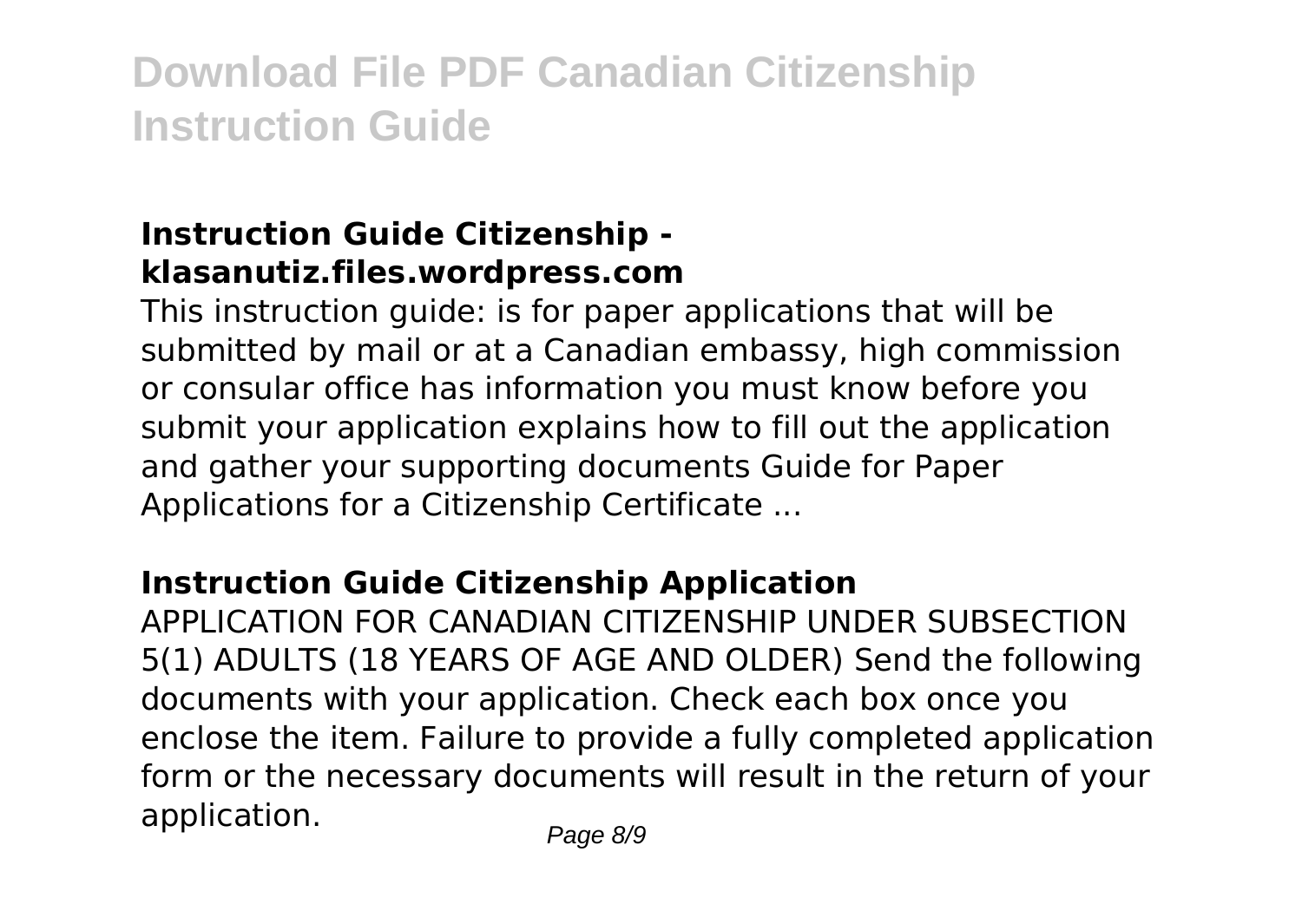## Instruction Guide Citizenship - klasanutiz.files.wordpress.com

This instruction guide: is for paper applications that will be submitted by mail or at a Canadian embassy, high commission or consular office has information you must know before you submit your application explains how to fill out the application and gather your supporting documents Guide for Paper Applications for a Citizenship Certificate ...

## Instruction Guide Citizenship Application

APPLICATION FOR CANADIAN CITIZENSHIP UNDER SUBSECTION 5(1) ADULTS (18 YEARS OF AGE AND OLDER) Send the following documents with your application. Check each box once you enclose the item. Failure to provide a fully completed application form or the necessary documents will result in the return of your application.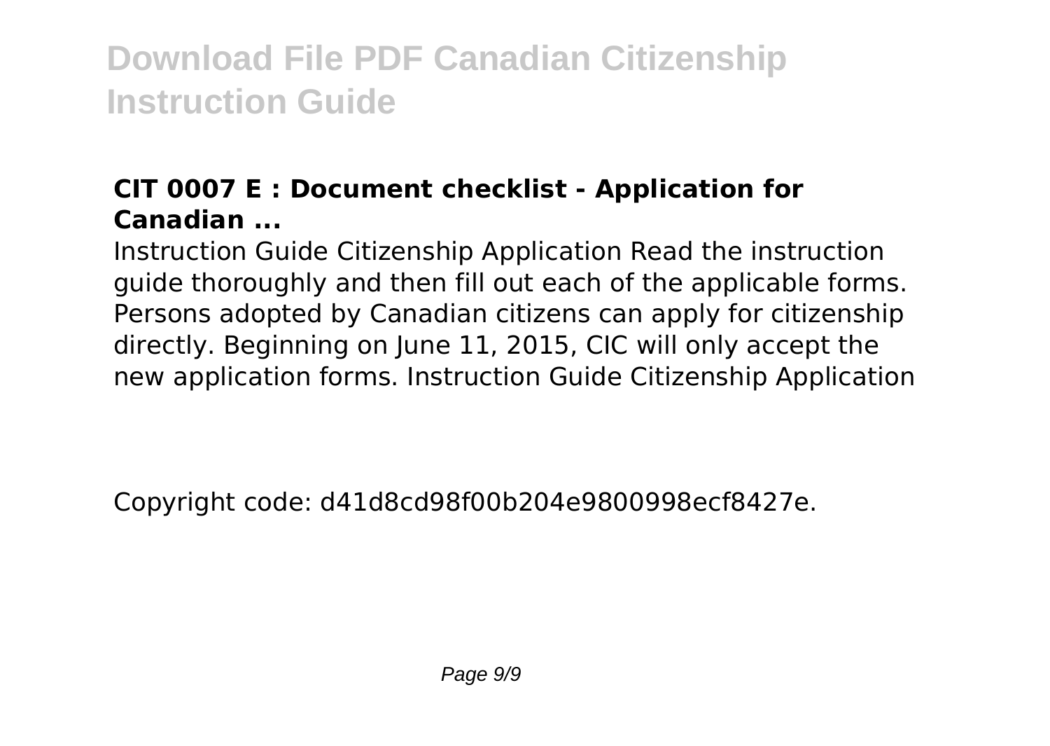### CIT 0007 E : Document checklist - Application for Canadian ...

Instruction Guide Citizenship Application Read the instruction guide thoroughly and then fill out each of the applicable forms. Persons adopted by Canadian citizens can apply for citizenship directly. Beginning on June 11, 2015, CIC will only accept the new application forms. Instruction Guide Citizenship Application

Copyright code: d41d8cd98f00b204e9800998ecf8427e.